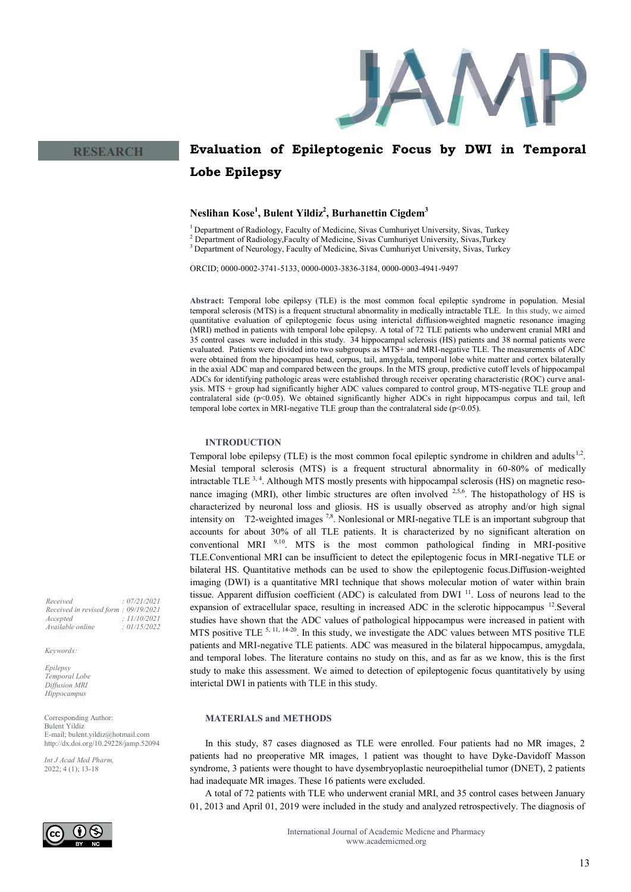RESEARCH

# Evaluation of Epileptogenic Focus by DWI in Temporal Lobe Epilepsy

**Neslihan Kose[1], Bulent Yildiz[2], Burhanettin Cigdem[3]**

[1] Department of Radiology, Faculty of Medicine, Sivas Cumhuriyet University, Sivas, Turkey
[2] Department of Radiology,Faculty of Medicine, Sivas Cumhuriyet University, Sivas,Turkey
[3] Department of Neurology, Faculty of Medicine, Sivas Cumhuriyet University, Sivas, Turkey

ORCID; 0000-0002-3741-5133, 0000-0003-3836-3184, 0000-0003-4941-9497

**Abstract:** Temporal lobe epilepsy (TLE) is the most common focal epileptic syndrome in population. Mesial temporal sclerosis (MTS) is a frequent structural abnormality in medically intractable TLE. In this study, we aimed quantitative evaluation of epileptogenic focus using interictal diffusion-weighted magnetic resonance imaging (MRI) method in patients with temporal lobe epilepsy. A total of 72 TLE patients who underwent cranial MRI and 35 control cases were included in this study. 34 hippocampal sclerosis (HS) patients and 38 normal patients were evaluated. Patients were divided into two subgroups as MTS+ and MRI-negative TLE. The measurements of ADC were obtained from the hipocampus head, corpus, tail, amygdala, temporal lobe white matter and cortex bilaterally in the axial ADC map and compared between the groups. In the MTS group, predictive cutoff levels of hippocampal ADCs for identifying pathologic areas were established through receiver operating characteristic (ROC) curve analysis. MTS + group had significantly higher ADC values compared to control group, MTS-negative TLE group and contralateral side ($p<0.05$). We obtained significantly higher ADCs in right hippocampus corpus and tail, left temporal lobe cortex in MRI-negative TLE group than the contralateral side ($p<0.05$).

*Received : 07/21/2021*
*Received in revised form : 09/19/2021*
*Accepted : 11/10/2021*
*Available online : 01/15/2022*

*Keywords:*

*Epilepsy*
*Temporal Lobe*
*Diffusion MRI*
*Hippocampus*

Corresponding Author:
Bulent Yildiz
E-mail; bulent.yildiz@hotmail.com
http://dx.doi.org/10.29228/jamp.52094

*Int J Acad Med Pharm,*
2022; 4 (1); 13-18

## INTRODUCTION

Temporal lobe epilepsy (TLE) is the most common focal epileptic syndrome in children and adults[1,2]. Mesial temporal sclerosis (MTS) is a frequent structural abnormality in 60-80% of medically intractable TLE [3, 4]. Although MTS mostly presents with hippocampal sclerosis (HS) on magnetic resonance imaging (MRI), other limbic structures are often involved [2,5,6]. The histopathology of HS is characterized by neuronal loss and gliosis. HS is usually observed as atrophy and/or high signal intensity on T2-weighted images [7,8]. Nonlesional or MRI-negative TLE is an important subgroup that accounts for about 30% of all TLE patients. It is characterized by no significant alteration on conventional MRI [9,10]. MTS is the most common pathological finding in MRI-positive TLE.Conventional MRI can be insufficient to detect the epileptogenic focus in MRI-negative TLE or bilateral HS. Quantitative methods can be used to show the epileptogenic focus.Diffusion-weighted imaging (DWI) is a quantitative MRI technique that shows molecular motion of water within brain tissue. Apparent diffusion coefficient (ADC) is calculated from DWI [11]. Loss of neurons lead to the expansion of extracellular space, resulting in increased ADC in the sclerotic hippocampus [12].Several studies have shown that the ADC values of pathological hippocampus were increased in patient with MTS positive TLE [5, 11, 14-20]. In this study, we investigate the ADC values between MTS positive TLE patients and MRI-negative TLE patients. ADC was measured in the bilateral hippocampus, amygdala, and temporal lobes. The literature contains no study on this, and as far as we know, this is the first study to make this assessment. We aimed to detection of epileptogenic focus quantitatively by using interictal DWI in patients with TLE in this study.

## MATERIALS and METHODS

In this study, 87 cases diagnosed as TLE were enrolled. Four patients had no MR images, 2 patients had no preoperative MR images, 1 patient was thought to have Dyke-Davidoff Masson syndrome, 3 patients were thought to have dysembryoplastic neuroepithelial tumor (DNET), 2 patients had inadequate MR images. These 16 patients were excluded.

A total of 72 patients with TLE who underwent cranial MRI, and 35 control cases between January 01, 2013 and April 01, 2019 were included in the study and analyzed retrospectively. The diagnosis of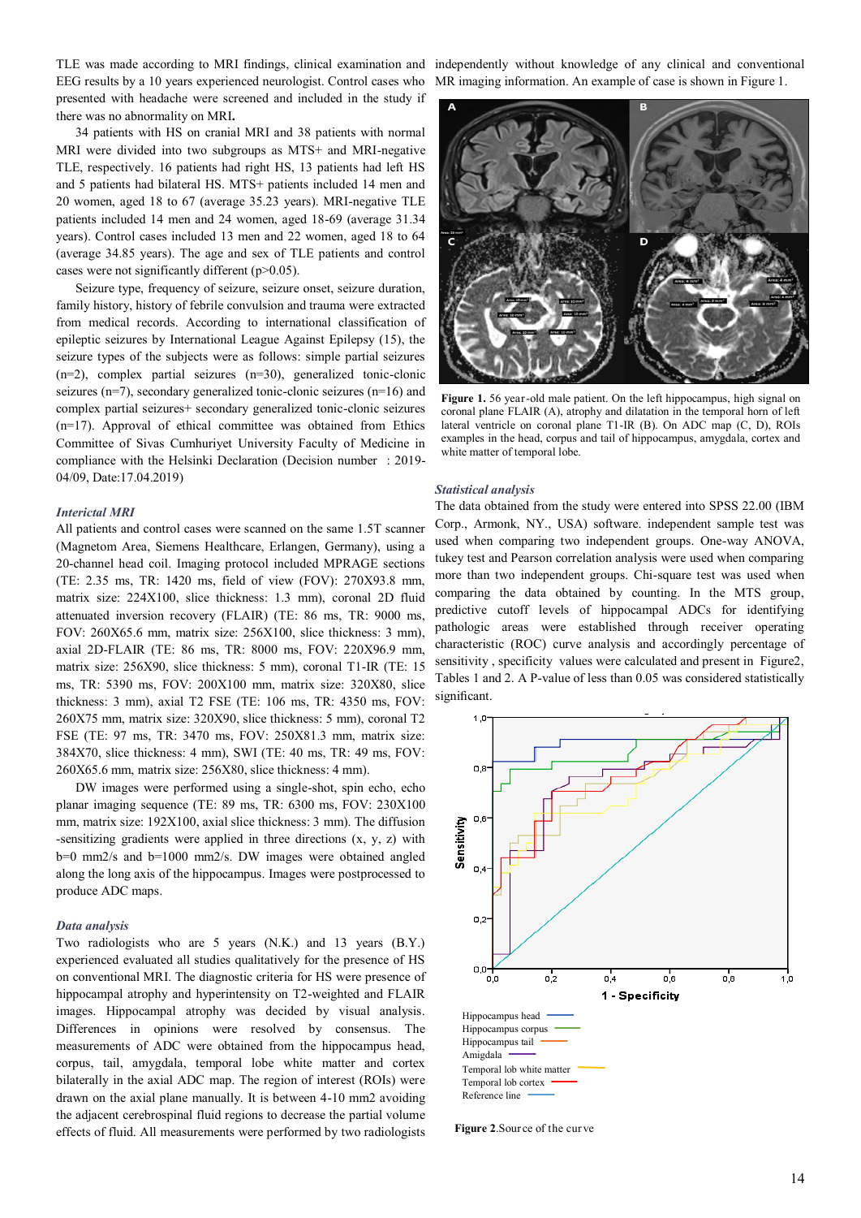TLE was made according to MRI findings, clinical examination and EEG results by a 10 years experienced neurologist. Control cases who presented with headache were screened and included in the study if there was no abnormality on MRI.

34 patients with HS on cranial MRI and 38 patients with normal MRI were divided into two subgroups as MTS+ and MRI-negative TLE, respectively. 16 patients had right HS, 13 patients had left HS and 5 patients had bilateral HS. MTS+ patients included 14 men and 20 women, aged 18 to 67 (average 35.23 years). MRI-negative TLE patients included 14 men and 24 women, aged 18-69 (average 31.34 years). Control cases included 13 men and 22 women, aged 18 to 64 (average 34.85 years). The age and sex of TLE patients and control cases were not significantly different (p>0.05).

Seizure type, frequency of seizure, seizure onset, seizure duration, family history, history of febrile convulsion and trauma were extracted from medical records. According to international classification of epileptic seizures by International League Against Epilepsy (15), the seizure types of the subjects were as follows: simple partial seizures (n=2), complex partial seizures (n=30), generalized tonic-clonic seizures (n=7), secondary generalized tonic-clonic seizures (n=16) and complex partial seizures+ secondary generalized tonic-clonic seizures (n=17). Approval of ethical committee was obtained from Ethics Committee of Sivas Cumhuriyet University Faculty of Medicine in compliance with the Helsinki Declaration (Decision number : 2019-04/09, Date:17.04.2019)

### *Interictal MRI*

All patients and control cases were scanned on the same 1.5T scanner (Magnetom Area, Siemens Healthcare, Erlangen, Germany), using a 20-channel head coil. Imaging protocol included MPRAGE sections (TE: 2.35 ms, TR: 1420 ms, field of view (FOV): 270X93.8 mm, matrix size: 224X100, slice thickness: 1.3 mm), coronal 2D fluid attenuated inversion recovery (FLAIR) (TE: 86 ms, TR: 9000 ms, FOV: 260X65.6 mm, matrix size: 256X100, slice thickness: 3 mm), axial 2D-FLAIR (TE: 86 ms, TR: 8000 ms, FOV: 220X96.9 mm, matrix size: 256X90, slice thickness: 5 mm), coronal T1-IR (TE: 15 ms, TR: 5390 ms, FOV: 200X100 mm, matrix size: 320X80, slice thickness: 3 mm), axial T2 FSE (TE: 106 ms, TR: 4350 ms, FOV: 260X75 mm, matrix size: 320X90, slice thickness: 5 mm), coronal T2 FSE (TE: 97 ms, TR: 3470 ms, FOV: 250X81.3 mm, matrix size: 384X70, slice thickness: 4 mm), SWI (TE: 40 ms, TR: 49 ms, FOV: 260X65.6 mm, matrix size: 256X80, slice thickness: 4 mm).

DW images were performed using a single-shot, spin echo, echo planar imaging sequence (TE: 89 ms, TR: 6300 ms, FOV: 230X100 mm, matrix size: 192X100, axial slice thickness: 3 mm). The diffusion -sensitizing gradients were applied in three directions (x, y, z) with b=0 mm2/s and b=1000 mm2/s. DW images were obtained angled along the long axis of the hippocampus. Images were postprocessed to produce ADC maps.

### *Data analysis*

Two radiologists who are 5 years (N.K.) and 13 years (B.Y.) experienced evaluated all studies qualitatively for the presence of HS on conventional MRI. The diagnostic criteria for HS were presence of hippocampal atrophy and hyperintensity on T2-weighted and FLAIR images. Hippocampal atrophy was decided by visual analysis. Differences in opinions were resolved by consensus. The measurements of ADC were obtained from the hippocampus head, corpus, tail, amygdala, temporal lobe white matter and cortex bilaterally in the axial ADC map. The region of interest (ROIs) were drawn on the axial plane manually. It is between 4-10 mm2 avoiding the adjacent cerebrospinal fluid regions to decrease the partial volume effects of fluid. All measurements were performed by two radiologists independently without knowledge of any clinical and conventional MR imaging information. An example of case is shown in Figure 1.

**Figure 1.** 56 year-old male patient. On the left hippocampus, high signal on coronal plane FLAIR (A), atrophy and dilatation in the temporal horn of left lateral ventricle on coronal plane T1-IR (B). On ADC map (C, D), ROIs examples in the head, corpus and tail of hippocampus, amygdala, cortex and white matter of temporal lobe.

### *Statistical analysis*

The data obtained from the study were entered into SPSS 22.00 (IBM Corp., Armonk, NY., USA) software. independent sample test was used when comparing two independent groups. One-way ANOVA, tukey test and Pearson correlation analysis were used when comparing more than two independent groups. Chi-square test was used when comparing the data obtained by counting. In the MTS group, predictive cutoff levels of hippocampal ADCs for identifying pathologic areas were established through receiver operating characteristic (ROC) curve analysis and accordingly percentage of sensitivity , specificity values were calculated and present in Figure2, Tables 1 and 2. A P-value of less than 0.05 was considered statistically significant.

**Figure 2.** Source of the curve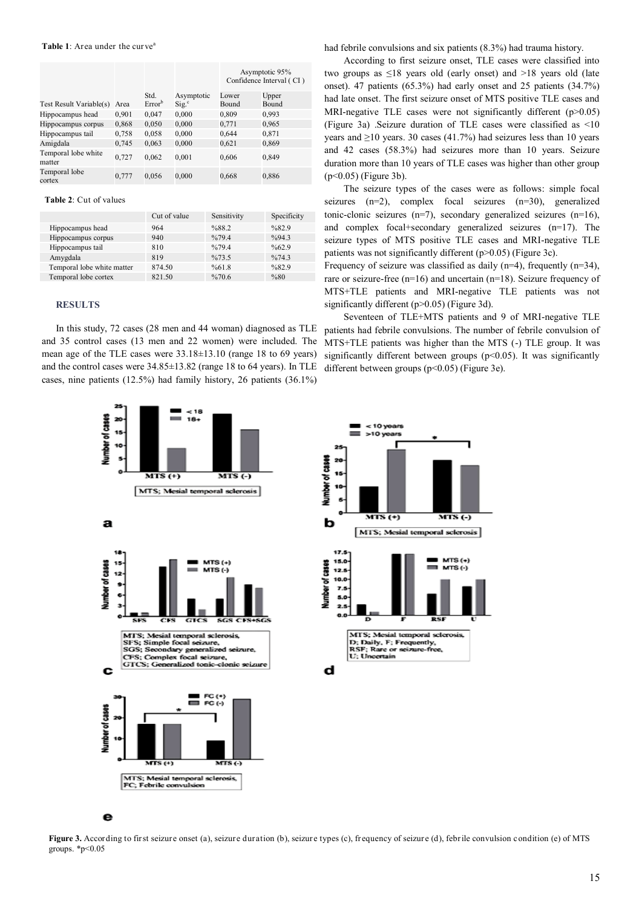**Table 1**: Area under the curve[a]

| Test Result Variable(s) | Area | Std. Error[b] | Asymptotic Sig.[c] | Asymptotic 95% Confidence Interval ( CI ) | |
|---|---|---|---|---|---|
| | | | | Lower Bound | Upper Bound |
| Hippocampus head | 0,901 | 0,047 | 0,000 | 0,809 | 0,993 |
| Hippocampus corpus | 0,868 | 0,050 | 0,000 | 0,771 | 0,965 |
| Hippocampus tail | 0,758 | 0,058 | 0,000 | 0,644 | 0,871 |
| Amigdala | 0,745 | 0,063 | 0,000 | 0,621 | 0,869 |
| Temporal lobe white matter | 0,727 | 0,062 | 0,001 | 0,606 | 0,849 |
| Temporal lobe cortex | 0,777 | 0,056 | 0,000 | 0,668 | 0,886 |

**Table 2**: Cut of values

| | Cut of value | Sensitivity | Specificity |
|---|---|---|---|
| Hippocampus head | 964 | %88.2 | %82.9 |
| Hippocampus corpus | 940 | %79.4 | %94.3 |
| Hippocampus tail | 810 | %79.4 | %62.9 |
| Amygdala | 819 | %73.5 | %74.3 |
| Temporal lobe white matter | 874.50 | %61.8 | %82.9 |
| Temporal lobe cortex | 821.50 | %70.6 | %80 |

## RESULTS

In this study, 72 cases (28 men and 44 woman) diagnosed as TLE and 35 control cases (13 men and 22 women) were included. The mean age of the TLE cases were 33.18±13.10 (range 18 to 69 years) and the control cases were 34.85±13.82 (range 18 to 64 years). In TLE cases, nine patients (12.5%) had family history, 26 patients (36.1%) had febrile convulsions and six patients (8.3%) had trauma history.

According to first seizure onset, TLE cases were classified into two groups as ≤18 years old (early onset) and >18 years old (late onset). 47 patients (65.3%) had early onset and 25 patients (34.7%) had late onset. The first seizure onset of MTS positive TLE cases and MRI-negative TLE cases were not significantly different ($p>0.05$) (Figure 3a) .Seizure duration of TLE cases were classified as <10 years and ≥10 years. 30 cases (41.7%) had seizures less than 10 years and 42 cases (58.3%) had seizures more than 10 years. Seizure duration more than 10 years of TLE cases was higher than other group ($p<0.05$) (Figure 3b).

The seizure types of the cases were as follows: simple focal seizures (n=2), complex focal seizures (n=30), generalized tonic-clonic seizures (n=7), secondary generalized seizures (n=16), and complex focal+secondary generalized seizures (n=17). The seizure types of MTS positive TLE cases and MRI-negative TLE patients was not significantly different ($p>0.05$) (Figure 3c).

Frequency of seizure was classified as daily (n=4), frequently (n=34), rare or seizure-free (n=16) and uncertain (n=18). Seizure frequency of MTS+TLE patients and MRI-negative TLE patients was not significantly different ($p>0.05$) (Figure 3d).

Seventeen of TLE+MTS patients and 9 of MRI-negative TLE patients had febrile convulsions. The number of febrile convulsion of MTS+TLE patients was higher than the MTS (-) TLE group. It was significantly different between groups ($p<0.05$). It was significantly different between groups ($p<0.05$) (Figure 3e).

**Figure 3.** According to first seizure onset (a), seizure duration (b), seizure types (c), frequency of seizure (d), febrile convulsion condition (e) of MTS groups. *p<0.05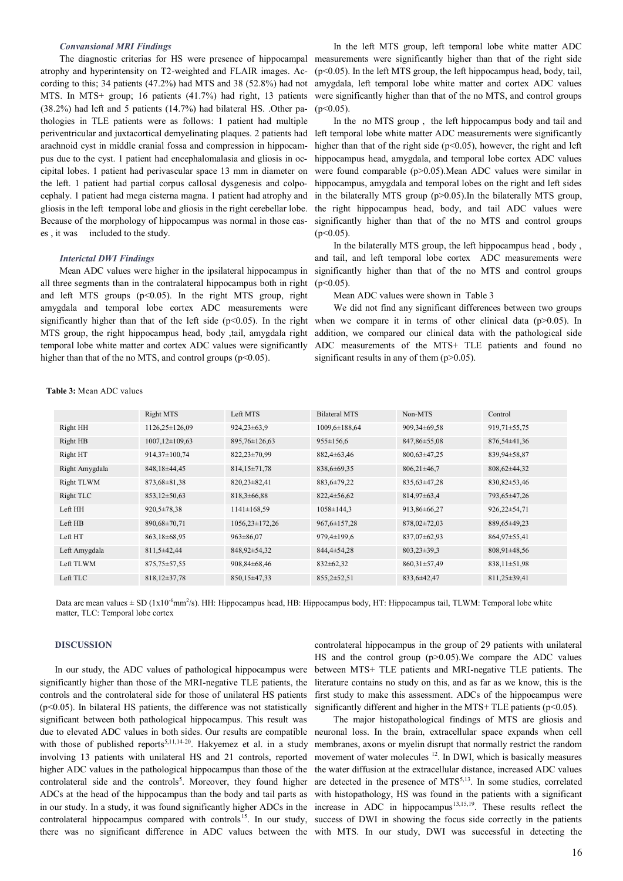### *Convansional MRI Findings*

The diagnostic criterias for HS were presence of hippocampal atrophy and hyperintensity on T2-weighted and FLAIR images. According to this; 34 patients (47.2%) had MTS and 38 (52.8%) had not MTS. In MTS+ group; 16 patients (41.7%) had right, 13 patients (38.2%) had left and 5 patients (14.7%) had bilateral HS. .Other pathologies in TLE patients were as follows: 1 patient had multiple periventricular and juxtacortical demyelinating plaques. 2 patients had arachnoid cyst in middle cranial fossa and compression in hippocampus due to the cyst. 1 patient had encephalomalasia and gliosis in occipital lobes. 1 patient had perivascular space 13 mm in diameter on the left. 1 patient had partial corpus callosal dysgenesis and colpocephaly. 1 patient had mega cisterna magna. 1 patient had atrophy and gliosis in the left temporal lobe and gliosis in the right cerebellar lobe. Because of the morphology of hippocampus was normal in those cases , it was included to the study.

### *Interictal DWI Findings*

Mean ADC values were higher in the ipsilateral hippocampus in all three segments than in the contralateral hippocampus both in right and left MTS groups ($p<0.05$). In the right MTS group, right amygdala and temporal lobe cortex ADC measurements were significantly higher than that of the left side ($p<0.05$). In the right MTS group, the right hippocampus head, body ,tail, amygdala right temporal lobe white matter and cortex ADC values were significantly higher than that of the no MTS, and control groups ($p<0.05$).

In the left MTS group, left temporal lobe white matter ADC measurements were significantly higher than that of the right side ($p<0.05$). In the left MTS group, the left hippocampus head, body, tail, amygdala, left temporal lobe white matter and cortex ADC values were significantly higher than that of the no MTS, and control groups ($p<0.05$).

In the no MTS group , the left hippocampus body and tail and left temporal lobe white matter ADC measurements were significantly higher than that of the right side ($p<0.05$), however, the right and left hippocampus head, amygdala, and temporal lobe cortex ADC values were found comparable ($p>0.05$).Mean ADC values were similar in hippocampus, amygdala and temporal lobes on the right and left sides in the bilaterally MTS group ($p>0.05$).In the bilaterally MTS group, the right hippocampus head, body, and tail ADC values were significantly higher than that of the no MTS and control groups ($p<0.05$).

In the bilaterally MTS group, the left hippocampus head , body , and tail, and left temporal lobe cortex ADC measurements were significantly higher than that of the no MTS and control groups ($p<0.05$).

Mean ADC values were shown in Table 3

We did not find any significant differences between two groups when we compare it in terms of other clinical data ($p>0.05$). In addition, we compared our clinical data with the pathological side ADC measurements of the MTS+ TLE patients and found no significant results in any of them ($p>0.05$).

**Table 3:** Mean ADC values

| | Right MTS | Left MTS | Bilateral MTS | Non-MTS | Control |
|---|---|---|---|---|---|
| Right HH | 1126,25±126,09 | 924,23±63,9 | 1009,6±188,64 | 909,34±69,58 | 919,71±55,75 |
| Right HB | 1007,12±109,63 | 895,76±126,63 | 955±156,6 | 847,86±55,08 | 876,54±41,36 |
| Right HT | 914,37±100,74 | 822,23±70,99 | 882,4±63,46 | 800,63±47,25 | 839,94±58,87 |
| Right Amygdala | 848,18±44,45 | 814,15±71,78 | 838,6±69,35 | 806,21±46,7 | 808,62±44,32 |
| Right TLWM | 873,68±81,38 | 820,23±82,41 | 883,6±79,22 | 835,63±47,28 | 830,82±53,46 |
| Right TLC | 853,12±50,63 | 818,3±66,88 | 822,4±56,62 | 814,97±63,4 | 793,65±47,26 |
| Left HH | 920,5±78,38 | 1141±168,59 | 1058±144,3 | 913,86±66,27 | 926,22±54,71 |
| Left HB | 890,68±70,71 | 1056,23±172,26 | 967,6±157,28 | 878,02±72,03 | 889,65±49,23 |
| Left HT | 863,18±68,95 | 963±86,07 | 979,4±199,6 | 837,07±62,93 | 864,97±55,41 |
| Left Amygdala | 811,5±42,44 | 848,92±54,32 | 844,4±54,28 | 803,23±39,3 | 808,91±48,56 |
| Left TLWM | 875,75±57,55 | 908,84±68,46 | 832±62,32 | 860,31±57,49 | 838,11±51,98 |
| Left TLC | 818,12±37,78 | 850,15±47,33 | 855,2±52,51 | 833,6±42,47 | 811,25±39,41 |

Data are mean values ± SD ($1 \times 10^{-6} mm^2/s$). HH: Hippocampus head, HB: Hippocampus body, HT: Hippocampus tail, TLWM: Temporal lobe white matter, TLC: Temporal lobe cortex

## DISCUSSION

In our study, the ADC values of pathological hippocampus were significantly higher than those of the MRI-negative TLE patients, the controls and the controlateral side for those of unilateral HS patients ($p<0.05$). In bilateral HS patients, the difference was not statistically significant between both pathological hippocampus. This result was due to elevated ADC values in both sides. Our results are compatible with those of published reports[5,11,14-20]. Hakyemez et al. in a study involving 13 patients with unilateral HS and 21 controls, reported higher ADC values in the pathological hippocampus than those of the controlateral side and the controls[5]. Moreover, they found higher ADCs at the head of the hippocampus than the body and tail parts as in our study. In a study, it was found significantly higher ADCs in the controlateral hippocampus compared with controls[15]. In our study, there was no significant difference in ADC values between the controlateral hippocampus in the group of 29 patients with unilateral HS and the control group ($p>0.05$).We compare the ADC values between MTS+ TLE patients and MRI-negative TLE patients. The literature contains no study on this, and as far as we know, this is the first study to make this assessment. ADCs of the hippocampus were significantly different and higher in the MTS+ TLE patients ($p<0.05$).

The major histopathological findings of MTS are gliosis and neuronal loss. In the brain, extracellular space expands when cell membranes, axons or myelin disrupt that normally restrict the random movement of water molecules [12]. In DWI, which is basically measures the water diffusion at the extracellular distance, increased ADC values are detected in the presence of MTS[5,13]. In some studies, correlated with histopathology, HS was found in the patients with a significant increase in ADC in hippocampus[13,15,19]. These results reflect the success of DWI in showing the focus side correctly in the patients with MTS. In our study, DWI was successful in detecting the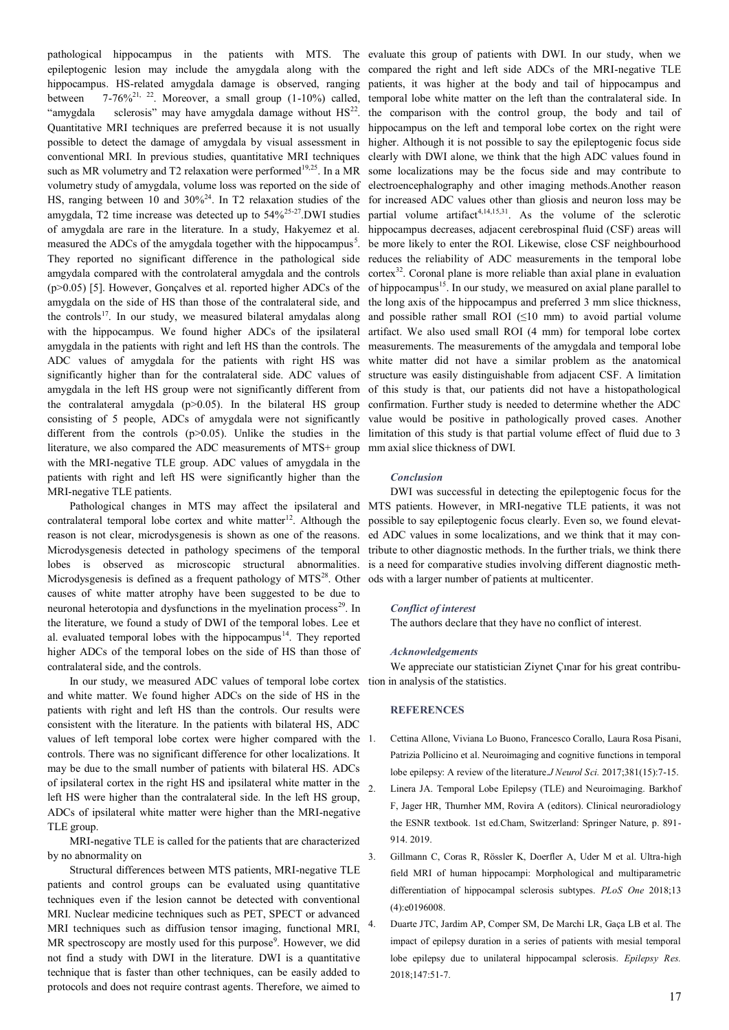pathological hippocampus in the patients with MTS. The epileptogenic lesion may include the amygdala along with the hippocampus. HS-related amygdala damage is observed, ranging between 7-76%[21, 22]. Moreover, a small group (1-10%) called, "amygdala sclerosis" may have amygdala damage without HS[22]. Quantitative MRI techniques are preferred because it is not usually possible to detect the damage of amygdala by visual assessment in conventional MRI. In previous studies, quantitative MRI techniques such as MR volumetry and T2 relaxation were performed[19,25]. In a MR volumetry study of amygdala, volume loss was reported on the side of HS, ranging between 10 and 30%[24]. In T2 relaxation studies of the amygdala, T2 time increase was detected up to 54%[25-27].DWI studies of amygdala are rare in the literature. In a study, Hakyemez et al. measured the ADCs of the amygdala together with the hippocampus[5]. They reported no significant difference in the pathological side amygdala compared with the controlateral amygdala and the controls ($p>0.05$) [5]. However, Gonçalves et al. reported higher ADCs of the amygdala on the side of HS than those of the contralateral side, and the controls[17]. In our study, we measured bilateral amydalas along with the hippocampus. We found higher ADCs of the ipsilateral amygdala in the patients with right and left HS than the controls. The ADC values of amygdala for the patients with right HS was significantly higher than for the contralateral side. ADC values of amygdala in the left HS group were not significantly different from the contralateral amygdala ($p>0.05$). In the bilateral HS group consisting of 5 people, ADCs of amygdala were not significantly different from the controls ($p>0.05$). Unlike the studies in the literature, we also compared the ADC measurements of MTS+ group with the MRI-negative TLE group. ADC values of amygdala in the patients with right and left HS were significantly higher than the MRI-negative TLE patients.

Pathological changes in MTS may affect the ipsilateral and contralateral temporal lobe cortex and white matter[12]. Although the reason is not clear, microdysgenesis is shown as one of the reasons. Microdysgenesis detected in pathology specimens of the temporal lobes is observed as microscopic structural abnormalities. Microdysgenesis is defined as a frequent pathology of MTS[28]. Other causes of white matter atrophy have been suggested to be due to neuronal heterotopia and dysfunctions in the myelination process[29]. In the literature, we found a study of DWI of the temporal lobes. Lee et al. evaluated temporal lobes with the hippocampus[14]. They reported higher ADCs of the temporal lobes on the side of HS than those of contralateral side, and the controls.

In our study, we measured ADC values of temporal lobe cortex and white matter. We found higher ADCs on the side of HS in the patients with right and left HS than the controls. Our results were consistent with the literature. In the patients with bilateral HS, ADC values of left temporal lobe cortex were higher compared with the controls. There was no significant difference for other localizations. It may be due to the small number of patients with bilateral HS. ADCs of ipsilateral cortex in the right HS and ipsilateral white matter in the left HS were higher than the contralateral side. In the left HS group, ADCs of ipsilateral white matter were higher than the MRI-negative TLE group.

MRI-negative TLE is called for the patients that are characterized by no abnormality on

Structural differences between MTS patients, MRI-negative TLE patients and control groups can be evaluated using quantitative techniques even if the lesion cannot be detected with conventional MRI. Nuclear medicine techniques such as PET, SPECT or advanced MRI techniques such as diffusion tensor imaging, functional MRI, MR spectroscopy are mostly used for this purpose[9]. However, we did not find a study with DWI in the literature. DWI is a quantitative technique that is faster than other techniques, can be easily added to protocols and does not require contrast agents. Therefore, we aimed to evaluate this group of patients with DWI. In our study, when we compared the right and left side ADCs of the MRI-negative TLE patients, it was higher at the body and tail of hippocampus and temporal lobe white matter on the left than the contralateral side. In the comparison with the control group, the body and tail of hippocampus on the left and temporal lobe cortex on the right were higher. Although it is not possible to say the epileptogenic focus side clearly with DWI alone, we think that the high ADC values found in some localizations may be the focus side and may contribute to electroencephalography and other imaging methods.Another reason for increased ADC values other than gliosis and neuron loss may be partial volume artifact[4,14,15,31]. As the volume of the sclerotic hippocampus decreases, adjacent cerebrospinal fluid (CSF) areas will be more likely to enter the ROI. Likewise, close CSF neighbourhood reduces the reliability of ADC measurements in the temporal lobe cortex[32]. Coronal plane is more reliable than axial plane in evaluation of hippocampus[15]. In our study, we measured on axial plane parallel to the long axis of the hippocampus and preferred 3 mm slice thickness, and possible rather small ROI (≤10 mm) to avoid partial volume artifact. We also used small ROI (4 mm) for temporal lobe cortex measurements. The measurements of the amygdala and temporal lobe white matter did not have a similar problem as the anatomical structure was easily distinguishable from adjacent CSF. A limitation of this study is that, our patients did not have a histopathological confirmation. Further study is needed to determine whether the ADC value would be positive in pathologically proved cases. Another limitation of this study is that partial volume effect of fluid due to 3 mm axial slice thickness of DWI.

### *Conclusion*

DWI was successful in detecting the epileptogenic focus for the MTS patients. However, in MRI-negative TLE patients, it was not possible to say epileptogenic focus clearly. Even so, we found elevated ADC values in some localizations, and we think that it may contribute to other diagnostic methods. In the further trials, we think there is a need for comparative studies involving different diagnostic methods with a larger number of patients at multicenter.

### *Conflict of interest*

The authors declare that they have no conflict of interest.

### *Acknowledgements*

We appreciate our statistician Ziynet Çınar for his great contribution in analysis of the statistics.

## REFERENCES

1. Cettina Allone, Viviana Lo Buono, Francesco Corallo, Laura Rosa Pisani, Patrizia Pollicino et al. Neuroimaging and cognitive functions in temporal lobe epilepsy: A review of the literature.*J Neurol Sci.* 2017;381(15):7-15.
2. Linera JA. Temporal Lobe Epilepsy (TLE) and Neuroimaging. Barkhof F, Jager HR, Thurnher MM, Rovira A (editors). Clinical neuroradiology the ESNR textbook. 1st ed.Cham, Switzerland: Springer Nature, p. 891-914. 2019.
3. Gillmann C, Coras R, Rössler K, Doerfler A, Uder M et al. Ultra-high field MRI of human hippocampi: Morphological and multiparametric differentiation of hippocampal sclerosis subtypes. *PLoS One* 2018;13 (4):e0196008.
4. Duarte JTC, Jardim AP, Comper SM, De Marchi LR, Gaça LB et al. The impact of epilepsy duration in a series of patients with mesial temporal lobe epilepsy due to unilateral hippocampal sclerosis. *Epilepsy Res.* 2018;147:51-7.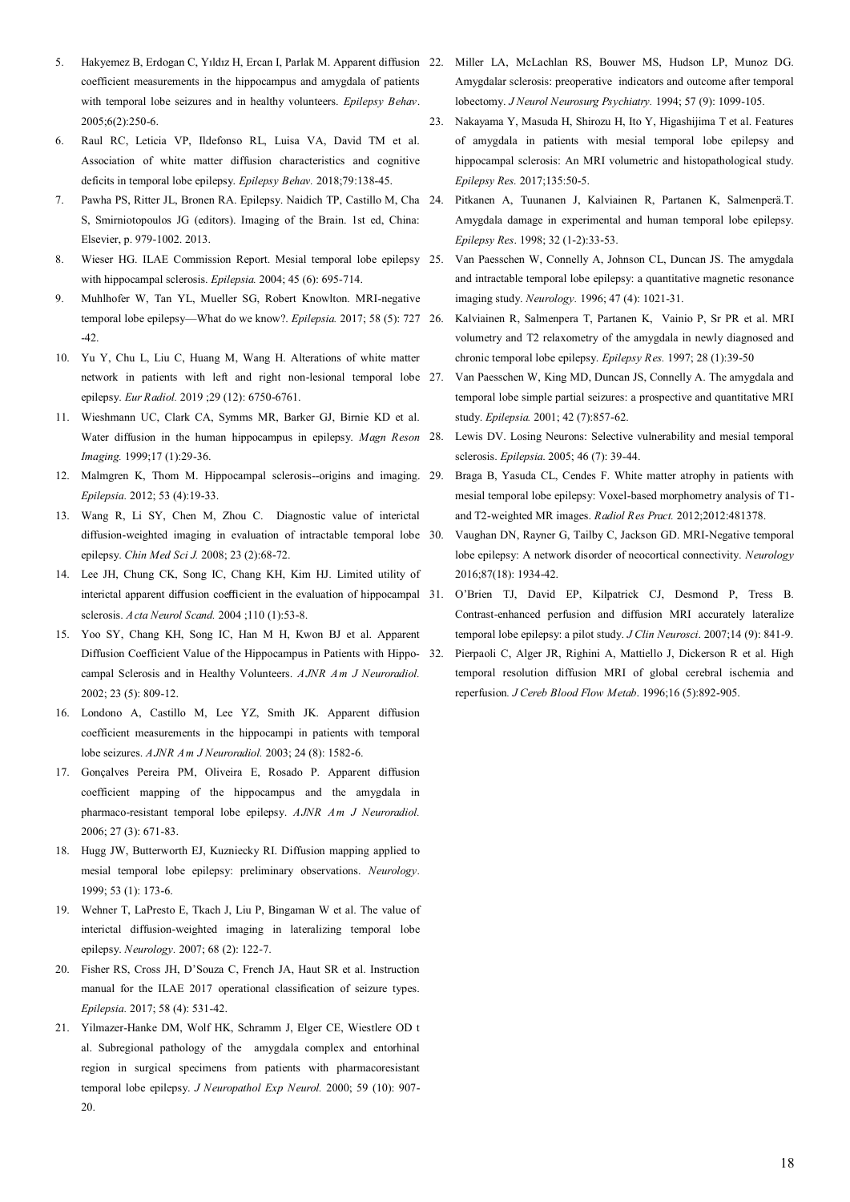5. Hakyemez B, Erdogan C, Yıldız H, Ercan I, Parlak M. Apparent diffusion coefficient measurements in the hippocampus and amygdala of patients with temporal lobe seizures and in healthy volunteers. *Epilepsy Behav*. 2005;6(2):250-6.
6. Raul RC, Leticia VP, Ildefonso RL, Luisa VA, David TM et al. Association of white matter diffusion characteristics and cognitive deficits in temporal lobe epilepsy. *Epilepsy Behav.* 2018;79:138-45.
7. Pawha PS, Ritter JL, Bronen RA. Epilepsy. Naidich TP, Castillo M, Cha S, Smirniotopoulos JG (editors). Imaging of the Brain. 1st ed, China: Elsevier, p. 979-1002. 2013.
8. Wieser HG. ILAE Commission Report. Mesial temporal lobe epilepsy with hippocampal sclerosis. *Epilepsia.* 2004; 45 (6): 695-714.
9. Muhlhofer W, Tan YL, Mueller SG, Robert Knowlton. MRI-negative temporal lobe epilepsy—What do we know?. *Epilepsia.* 2017; 58 (5): 727 -42.
10. Yu Y, Chu L, Liu C, Huang M, Wang H. Alterations of white matter network in patients with left and right non-lesional temporal lobe epilepsy. *Eur Radiol.* 2019 ;29 (12): 6750-6761.
11. Wieshmann UC, Clark CA, Symms MR, Barker GJ, Birnie KD et al. Water diffusion in the human hippocampus in epilepsy. *Magn Reson Imaging.* 1999;17 (1):29-36.
12. Malmgren K, Thom M. Hippocampal sclerosis--origins and imaging. *Epilepsia.* 2012; 53 (4):19-33.
13. Wang R, Li SY, Chen M, Zhou C. Diagnostic value of interictal diffusion-weighted imaging in evaluation of intractable temporal lobe epilepsy. *Chin Med Sci J.* 2008; 23 (2):68-72.
14. Lee JH, Chung CK, Song IC, Chang KH, Kim HJ. Limited utility of interictal apparent diffusion coefficient in the evaluation of hippocampal sclerosis. *Acta Neurol Scand.* 2004 ;110 (1):53-8.
15. Yoo SY, Chang KH, Song IC, Han M H, Kwon BJ et al. Apparent Diffusion Coefficient Value of the Hippocampus in Patients with Hippocampal Sclerosis and in Healthy Volunteers. *AJNR Am J Neuroradiol.* 2002; 23 (5): 809-12.
16. Londono A, Castillo M, Lee YZ, Smith JK. Apparent diffusion coefficient measurements in the hippocampi in patients with temporal lobe seizures. *AJNR Am J Neuroradiol.* 2003; 24 (8): 1582-6.
17. Gonçalves Pereira PM, Oliveira E, Rosado P. Apparent diffusion coefficient mapping of the hippocampus and the amygdala in pharmaco-resistant temporal lobe epilepsy. *AJNR Am J Neuroradiol.* 2006; 27 (3): 671-83.
18. Hugg JW, Butterworth EJ, Kuzniecky RI. Diffusion mapping applied to mesial temporal lobe epilepsy: preliminary observations. *Neurology*. 1999; 53 (1): 173-6.
19. Wehner T, LaPresto E, Tkach J, Liu P, Bingaman W et al. The value of interictal diffusion-weighted imaging in lateralizing temporal lobe epilepsy. *Neurology.* 2007; 68 (2): 122-7.
20. Fisher RS, Cross JH, D'Souza C, French JA, Haut SR et al. Instruction manual for the ILAE 2017 operational classification of seizure types. *Epilepsia*. 2017; 58 (4): 531-42.
21. Yilmazer-Hanke DM, Wolf HK, Schramm J, Elger CE, Wiestlere OD t al. Subregional pathology of the amygdala complex and entorhinal region in surgical specimens from patients with pharmacoresistant temporal lobe epilepsy. *J Neuropathol Exp Neurol.* 2000; 59 (10): 907-20.
22. Miller LA, McLachlan RS, Bouwer MS, Hudson LP, Munoz DG. Amygdalar sclerosis: preoperative indicators and outcome after temporal lobectomy. *J Neurol Neurosurg Psychiatry.* 1994; 57 (9): 1099-105.
23. Nakayama Y, Masuda H, Shirozu H, Ito Y, Higashijima T et al. Features of amygdala in patients with mesial temporal lobe epilepsy and hippocampal sclerosis: An MRI volumetric and histopathological study. *Epilepsy Res.* 2017;135:50-5.
24. Pitkanen A, Tuunanen J, Kalviainen R, Partanen K, Salmenperä.T. Amygdala damage in experimental and human temporal lobe epilepsy. *Epilepsy Res*. 1998; 32 (1-2):33-53.
25. Van Paesschen W, Connelly A, Johnson CL, Duncan JS. The amygdala and intractable temporal lobe epilepsy: a quantitative magnetic resonance imaging study. *Neurology.* 1996; 47 (4): 1021-31.
26. Kalviainen R, Salmenpera T, Partanen K, Vainio P, Sr PR et al. MRI volumetry and T2 relaxometry of the amygdala in newly diagnosed and chronic temporal lobe epilepsy. *Epilepsy Res.* 1997; 28 (1):39-50
27. Van Paesschen W, King MD, Duncan JS, Connelly A. The amygdala and temporal lobe simple partial seizures: a prospective and quantitative MRI study. *Epilepsia.* 2001; 42 (7):857-62.
28. Lewis DV. Losing Neurons: Selective vulnerability and mesial temporal sclerosis. *Epilepsia*. 2005; 46 (7): 39-44.
29. Braga B, Yasuda CL, Cendes F. White matter atrophy in patients with mesial temporal lobe epilepsy: Voxel-based morphometry analysis of T1- and T2-weighted MR images. *Radiol Res Pract.* 2012;2012:481378.
30. Vaughan DN, Rayner G, Tailby C, Jackson GD. MRI-Negative temporal lobe epilepsy: A network disorder of neocortical connectivity. *Neurology* 2016;87(18): 1934-42.
31. O'Brien TJ, David EP, Kilpatrick CJ, Desmond P, Tress B. Contrast-enhanced perfusion and diffusion MRI accurately lateralize temporal lobe epilepsy: a pilot study. *J Clin Neurosci*. 2007;14 (9): 841-9.
32. Pierpaoli C, Alger JR, Righini A, Mattiello J, Dickerson R et al. High temporal resolution diffusion MRI of global cerebral ischemia and reperfusion. *J Cereb Blood Flow Metab*. 1996;16 (5):892-905.